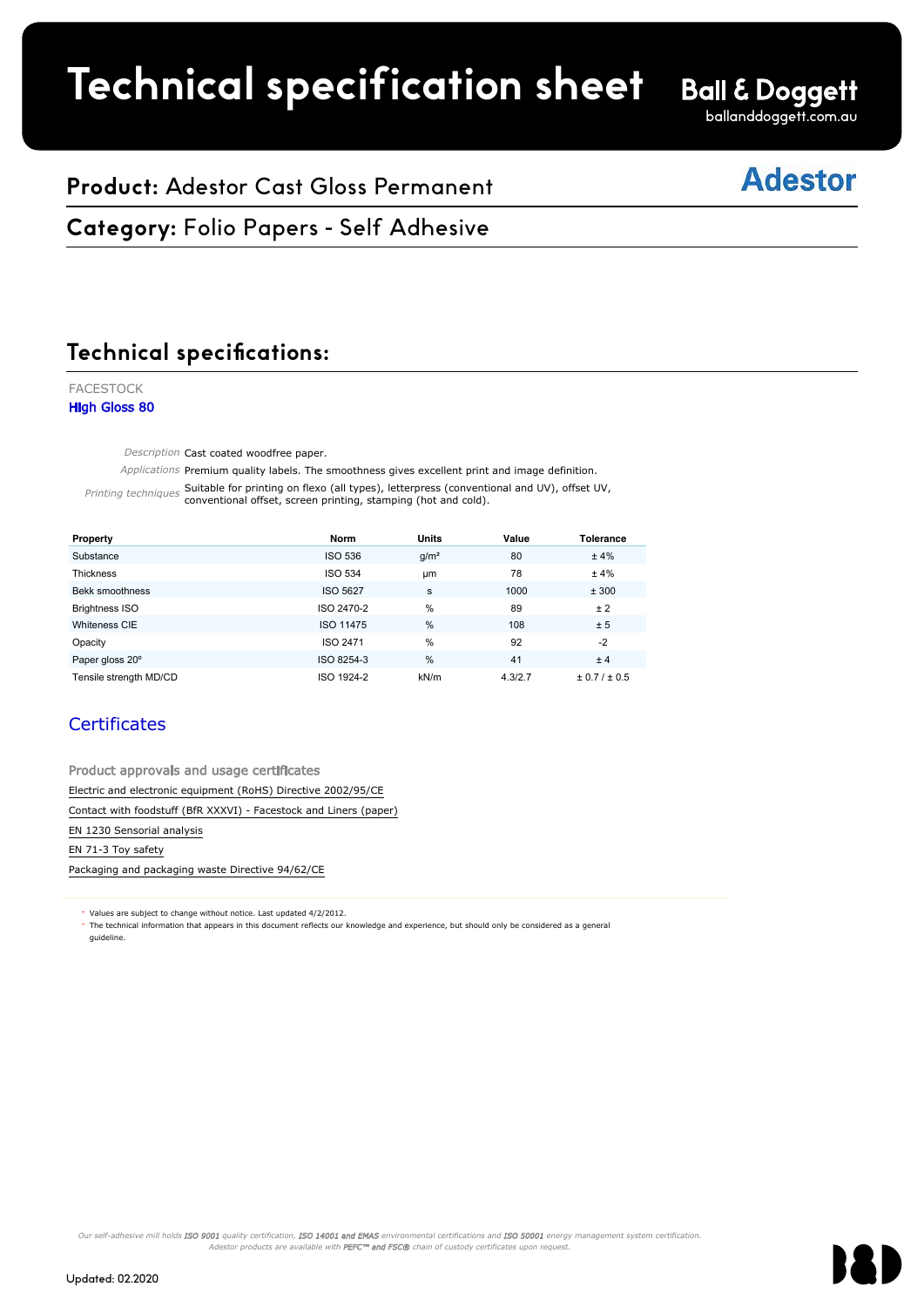# Technical specification sheet

Ball & Doggett
balllanddoggett.com.au

## Product: Adestor Cast Gloss Permanent

Adestor

## Category: Folio Papers - Self Adhesive

## Technical specifications:

FACESTOCK
**HIgh Gloss 80**

*Description* Cast coated woodfree paper.

*Applications* Premium quality labels. The smoothness gives excellent print and image definition.

*Printing techniques* Suitable for printing on flexo (all types), letterpress (conventional and UV), offset UV, conventional offset, screen printing, stamping (hot and cold).

| Property | Norm | Units | Value | Tolerance |
|---|---|---|---|---|
| Substance | ISO 536 | g/m² | 80 | ± 4% |
| Thickness | ISO 534 | μm | 78 | ± 4% |
| Bekk smoothness | ISO 5627 | s | 1000 | ± 300 |
| Brightness ISO | ISO 2470-2 | % | 89 | ± 2 |
| Whiteness CIE | ISO 11475 | % | 108 | ± 5 |
| Opacity | ISO 2471 | % | 92 | -2 |
| Paper gloss 20º | ISO 8254-3 | % | 41 | ± 4 |
| Tensile strength MD/CD | ISO 1924-2 | kN/m | 4.3/2.7 | ± 0.7 / ± 0.5 |

### Certificates

Product approvals and usage certificates

Electric and electronic equipment (RoHS) Directive 2002/95/CE

Contact with foodstuff (BfR XXXVI) - Facestock and Liners (paper)

EN 1230 Sensorial analysis

EN 71-3 Toy safety

Packaging and packaging waste Directive 94/62/CE

- Values are subject to change without notice. Last updated 4/2/2012.
- The technical information that appears in this document reflects our knowledge and experience, but should only be considered as a general guideline.

*Our self-adhesive mill holds **ISO 9001** quality certification, **ISO 14001 and EMAS** environmental certifications and **ISO 50001** energy management system certification. Adestor products are available with **PEFC™ and FSC®** chain of custody certificates upon request.*

Updated: 02.2020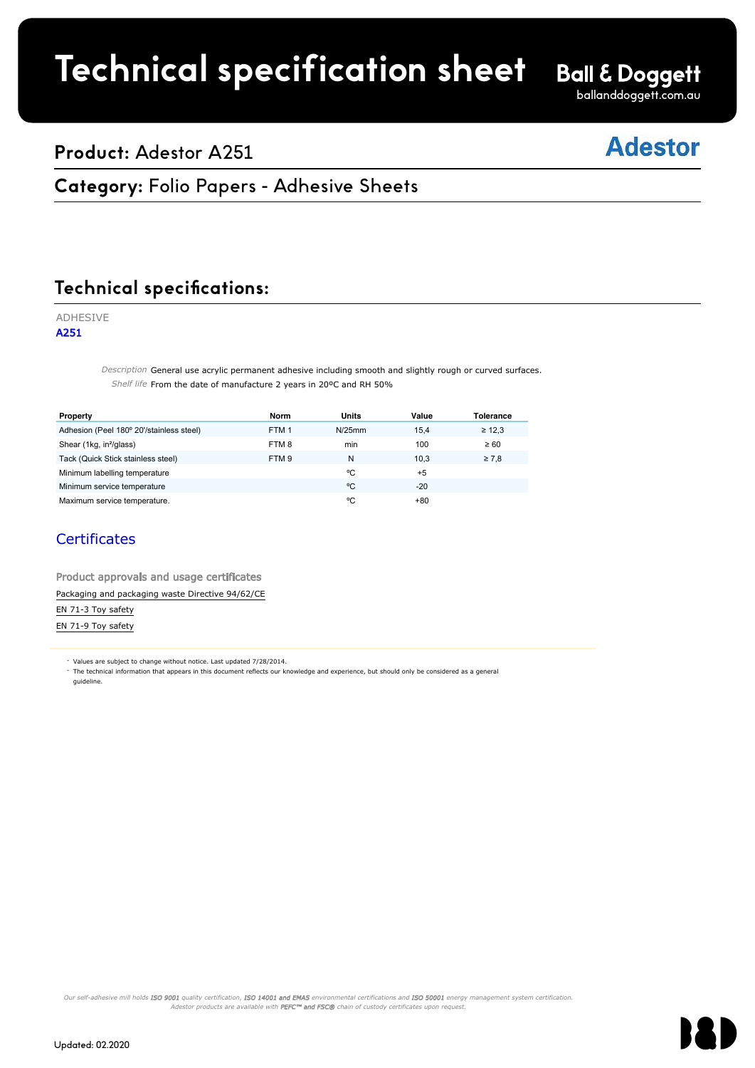# Technical specification sheet

Ball & Doggett
balanddoggett.com.au

## Product: Adestor A251

Adestor

## Category: Folio Papers - Adhesive Sheets

## Technical specifications:

ADHESIVE

**A251**

*Description* General use acrylic permanent adhesive including smooth and slightly rough or curved surfaces.

*Shelf life* From the date of manufacture 2 years in 20ºC and RH 50%

| Property | Norm | Units | Value | Tolerance |
|---|---|---|---|---|
| Adhesion (Peel 180º 20'/stainless steel) | FTM 1 | N/25mm | 15,4 | ≥ 12,3 |
| Shear (1kg, in²/glass) | FTM 8 | min | 100 | ≥ 60 |
| Tack (Quick Stick stainless steel) | FTM 9 | N | 10,3 | ≥ 7,8 |
| Minimum labelling temperature | | ºC | +5 | |
| Minimum service temperature | | ºC | -20 | |
| Maximum service temperature. | | ºC | +80 | |

### Certificates

Product approvals and usage certificates

Packaging and packaging waste Directive 94/62/CE

EN 71-3 Toy safety

EN 71-9 Toy safety

- Values are subject to change without notice. Last updated 7/28/2014.
- The technical information that appears in this document reflects our knowledge and experience, but should only be considered as a general guideline.

*Our self-adhesive mill holds **ISO 9001** quality certification, **ISO 14001 and EMAS** environmental certifications and **ISO 50001** energy management system certification. Adestor products are available with **PEFC™ and FSC®** chain of custody certificates upon request.*

Updated: 02.2020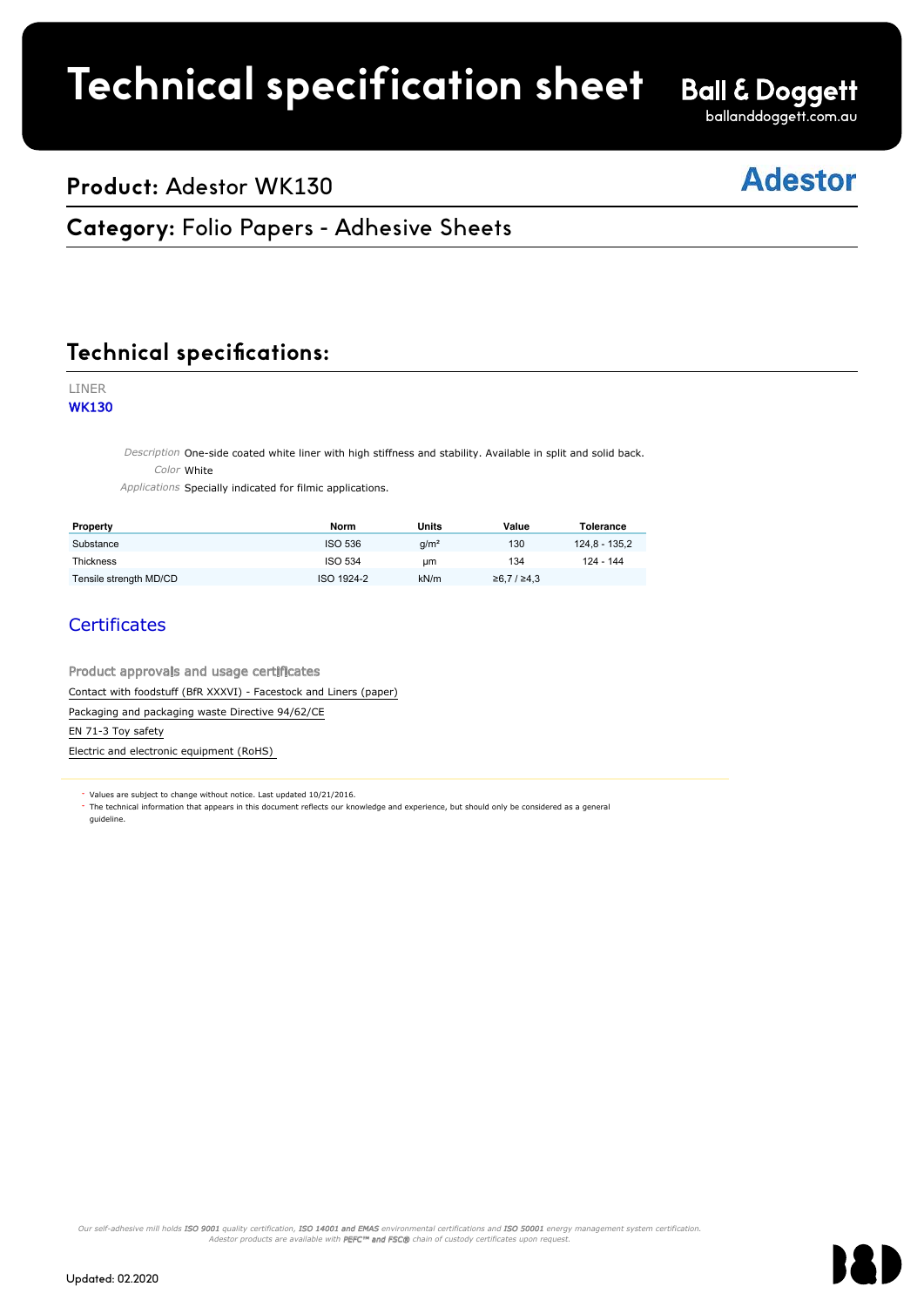# Technical specification sheet

Ball & Doggett
balIanddoggett.com.au

## Product: Adestor WK130

Adestor

## Category: Folio Papers - Adhesive Sheets

## Technical specifications:

LINER
**WK130**

*Description* One-side coated white liner with high stiffness and stability. Available in split and solid back.
*Color* White
*Applications* Specially indicated for filmic applications.

| Property | Norm | Units | Value | Tolerance |
|---|---|---|---|---|
| Substance | ISO 536 | g/m² | 130 | 124,8 - 135,2 |
| Thickness | ISO 534 | µm | 134 | 124 - 144 |
| Tensile strength MD/CD | ISO 1924-2 | kN/m | ≥6,7 / ≥4,3 | |

### Certificates

Product approvals and usage certificates

Contact with foodstuff (BfR XXXVI) - Facestock and Liners (paper)

Packaging and packaging waste Directive 94/62/CE

EN 71-3 Toy safety

Electric and electronic equipment (RoHS)

- Values are subject to change without notice. Last updated 10/21/2016.
- The technical information that appears in this document reflects our knowledge and experience, but should only be considered as a general guideline.

*Our self-adhesive mill holds **ISO 9001** quality certification, **ISO 14001 and EMAS** environmental certifications and **ISO 50001** energy management system certification. Adestor products are available with **PEFC™ and FSC®** chain of custody certificates upon request.*

Updated: 02.2020